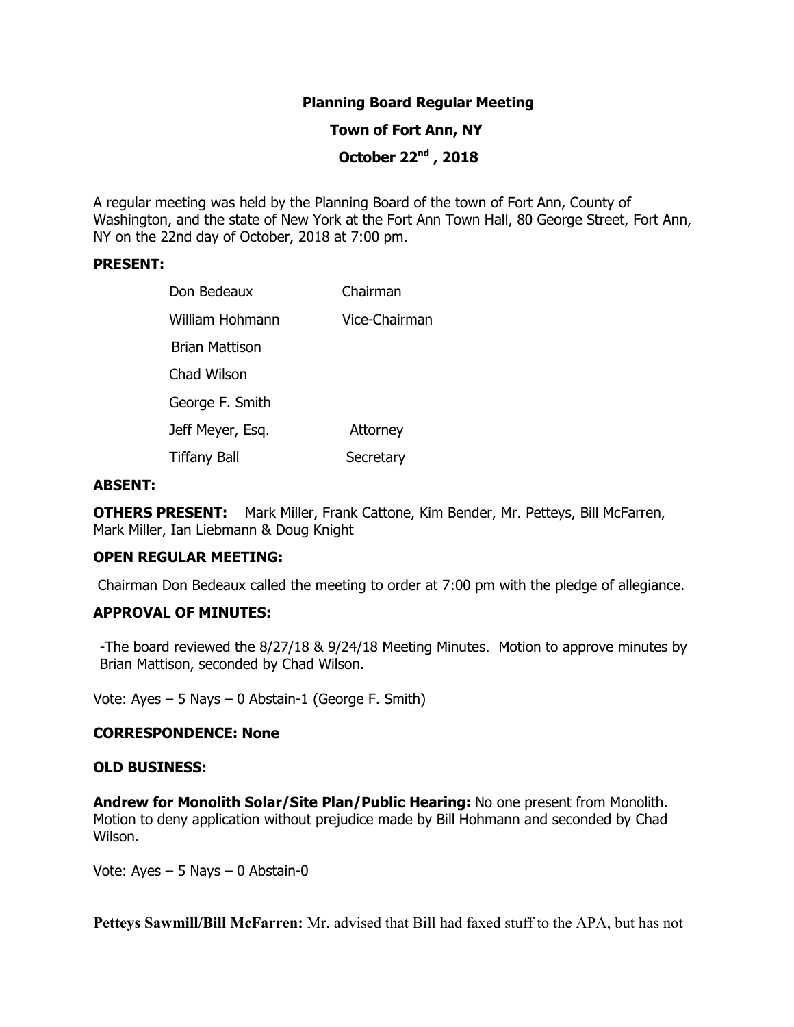**Planning Board Regular Meeting**

**Town of Fort Ann, NY**

**October 22nd , 2018**

A regular meeting was held by the Planning Board of the town of Fort Ann, County of Washington, and the state of New York at the Fort Ann Town Hall, 80 George Street, Fort Ann, NY on the 22nd day of October, 2018 at 7:00 pm.

**PRESENT:**

| | |
|---|---|
| Don Bedeaux | Chairman |
| William Hohmann | Vice-Chairman |
| Brian Mattison | |
| Chad Wilson | |
| George F. Smith | |
| Jeff Meyer, Esq. | Attorney |
| Tiffany Ball | Secretary |

**ABSENT:**

**OTHERS PRESENT:** Mark Miller, Frank Cattone, Kim Bender, Mr. Petteys, Bill McFarren, Mark Miller, Ian Liebmann & Doug Knight

**OPEN REGULAR MEETING:**

Chairman Don Bedeaux called the meeting to order at 7:00 pm with the pledge of allegiance.

**APPROVAL OF MINUTES:**

-The board reviewed the 8/27/18 & 9/24/18 Meeting Minutes. Motion to approve minutes by Brian Mattison, seconded by Chad Wilson.

Vote: Ayes – 5 Nays – 0 Abstain-1 (George F. Smith)

**CORRESPONDENCE: None**

**OLD BUSINESS:**

**Andrew for Monolith Solar/Site Plan/Public Hearing:** No one present from Monolith. Motion to deny application without prejudice made by Bill Hohmann and seconded by Chad Wilson.

Vote: Ayes – 5 Nays – 0 Abstain-0

**Petteys Sawmill/Bill McFarren:** Mr. advised that Bill had faxed stuff to the APA, but has not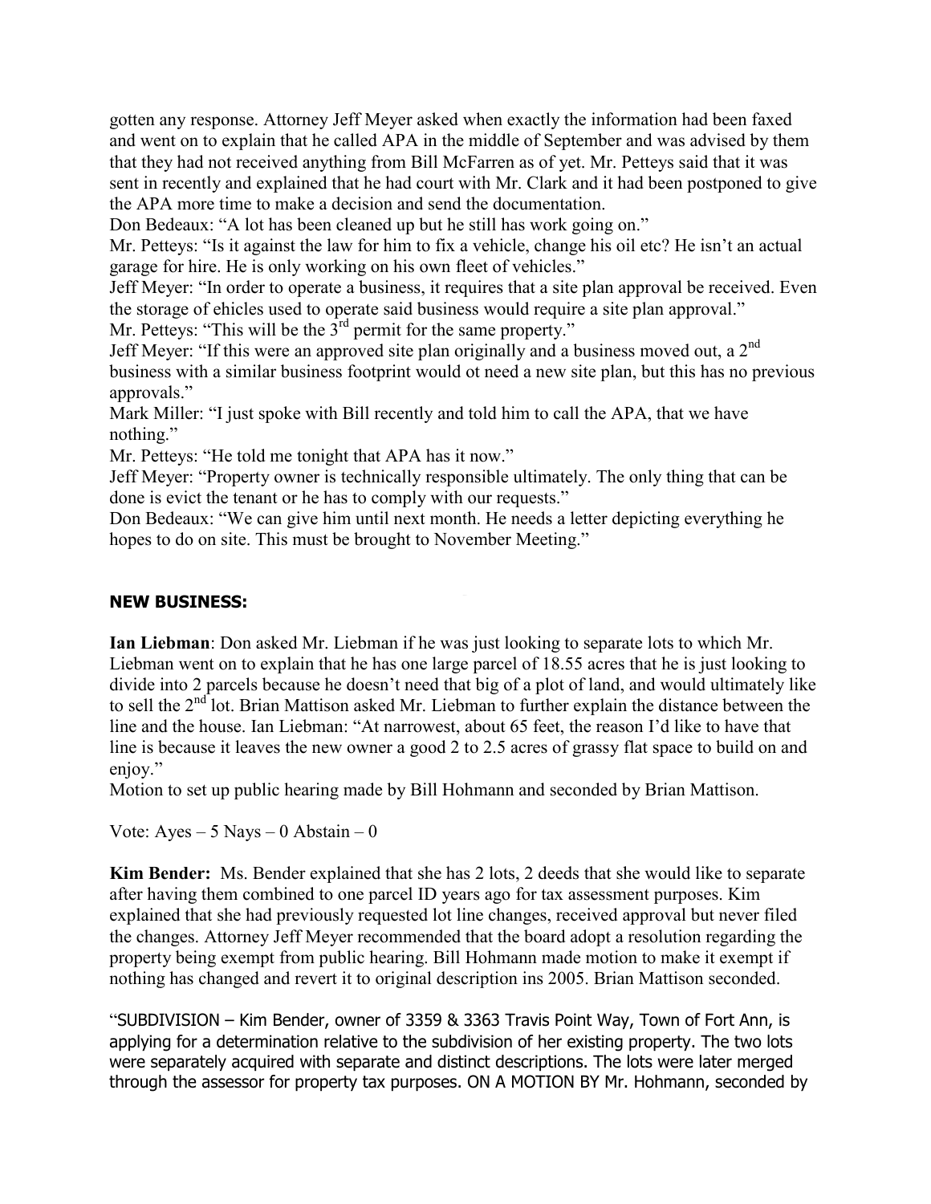gotten any response. Attorney Jeff Meyer asked when exactly the information had been faxed and went on to explain that he called APA in the middle of September and was advised by them that they had not received anything from Bill McFarren as of yet. Mr. Petteys said that it was sent in recently and explained that he had court with Mr. Clark and it had been postponed to give the APA more time to make a decision and send the documentation.

Don Bedeaux: "A lot has been cleaned up but he still has work going on."

Mr. Petteys: "Is it against the law for him to fix a vehicle, change his oil etc? He isn't an actual garage for hire. He is only working on his own fleet of vehicles."

Jeff Meyer: "In order to operate a business, it requires that a site plan approval be received. Even the storage of ehicles used to operate said business would require a site plan approval."

Mr. Petteys: "This will be the 3rd permit for the same property."

Jeff Meyer: "If this were an approved site plan originally and a business moved out, a 2nd business with a similar business footprint would ot need a new site plan, but this has no previous approvals."

Mark Miller: "I just spoke with Bill recently and told him to call the APA, that we have nothing."

Mr. Petteys: "He told me tonight that APA has it now."

Jeff Meyer: "Property owner is technically responsible ultimately. The only thing that can be done is evict the tenant or he has to comply with our requests."

Don Bedeaux: "We can give him until next month. He needs a letter depicting everything he hopes to do on site. This must be brought to November Meeting."

## NEW BUSINESS:

**Ian Liebman**: Don asked Mr. Liebman if he was just looking to separate lots to which Mr. Liebman went on to explain that he has one large parcel of 18.55 acres that he is just looking to divide into 2 parcels because he doesn't need that big of a plot of land, and would ultimately like to sell the 2nd lot. Brian Mattison asked Mr. Liebman to further explain the distance between the line and the house. Ian Liebman: "At narrowest, about 65 feet, the reason I'd like to have that line is because it leaves the new owner a good 2 to 2.5 acres of grassy flat space to build on and enjoy."

Motion to set up public hearing made by Bill Hohmann and seconded by Brian Mattison.

Vote: Ayes – 5 Nays – 0 Abstain – 0

**Kim Bender:** Ms. Bender explained that she has 2 lots, 2 deeds that she would like to separate after having them combined to one parcel ID years ago for tax assessment purposes. Kim explained that she had previously requested lot line changes, received approval but never filed the changes. Attorney Jeff Meyer recommended that the board adopt a resolution regarding the property being exempt from public hearing. Bill Hohmann made motion to make it exempt if nothing has changed and revert it to original description ins 2005. Brian Mattison seconded.

"SUBDIVISION – Kim Bender, owner of 3359 & 3363 Travis Point Way, Town of Fort Ann, is applying for a determination relative to the subdivision of her existing property. The two lots were separately acquired with separate and distinct descriptions. The lots were later merged through the assessor for property tax purposes. ON A MOTION BY Mr. Hohmann, seconded by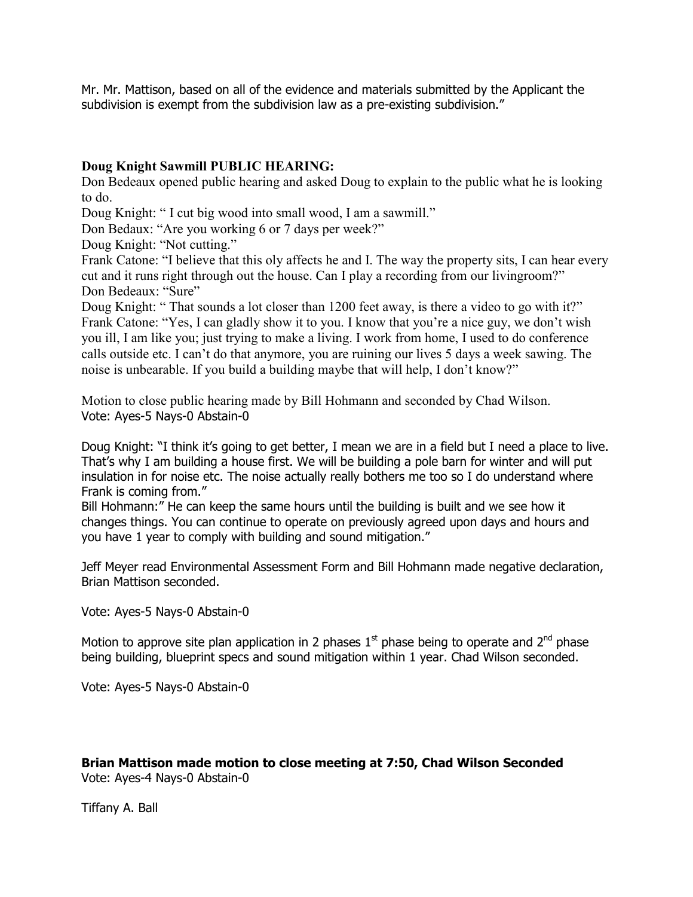Mr. Mr. Mattison, based on all of the evidence and materials submitted by the Applicant the subdivision is exempt from the subdivision law as a pre-existing subdivision."

**Doug Knight Sawmill PUBLIC HEARING:**

Don Bedeaux opened public hearing and asked Doug to explain to the public what he is looking to do.

Doug Knight: " I cut big wood into small wood, I am a sawmill."

Don Bedaux: "Are you working 6 or 7 days per week?"

Doug Knight: "Not cutting."

Frank Catone: "I believe that this oly affects he and I. The way the property sits, I can hear every cut and it runs right through out the house. Can I play a recording from our livingroom?"

Don Bedeaux: "Sure"

Doug Knight: " That sounds a lot closer than 1200 feet away, is there a video to go with it?"

Frank Catone: "Yes, I can gladly show it to you. I know that you're a nice guy, we don't wish you ill, I am like you; just trying to make a living. I work from home, I used to do conference calls outside etc. I can't do that anymore, you are ruining our lives 5 days a week sawing. The noise is unbearable. If you build a building maybe that will help, I don't know?"

Motion to close public hearing made by Bill Hohmann and seconded by Chad Wilson.
Vote: Ayes-5 Nays-0 Abstain-0

Doug Knight: "I think it's going to get better, I mean we are in a field but I need a place to live. That's why I am building a house first. We will be building a pole barn for winter and will put insulation in for noise etc. The noise actually really bothers me too so I do understand where Frank is coming from."

Bill Hohmann:" He can keep the same hours until the building is built and we see how it changes things. You can continue to operate on previously agreed upon days and hours and you have 1 year to comply with building and sound mitigation."

Jeff Meyer read Environmental Assessment Form and Bill Hohmann made negative declaration, Brian Mattison seconded.

Vote: Ayes-5 Nays-0 Abstain-0

Motion to approve site plan application in 2 phases 1st phase being to operate and 2nd phase being building, blueprint specs and sound mitigation within 1 year. Chad Wilson seconded.

Vote: Ayes-5 Nays-0 Abstain-0

**Brian Mattison made motion to close meeting at 7:50, Chad Wilson Seconded**
Vote: Ayes-4 Nays-0 Abstain-0

Tiffany A. Ball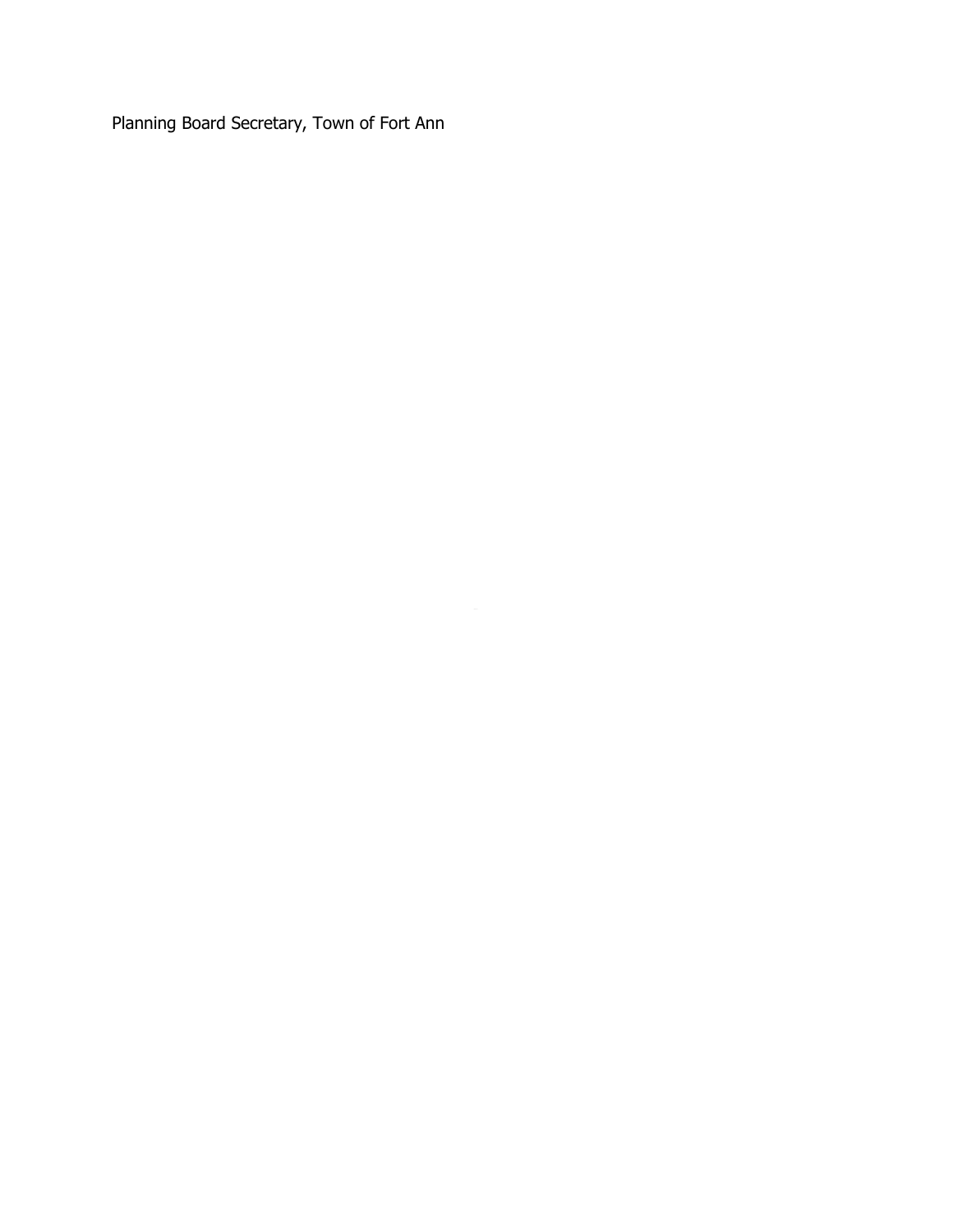Planning Board Secretary, Town of Fort Ann